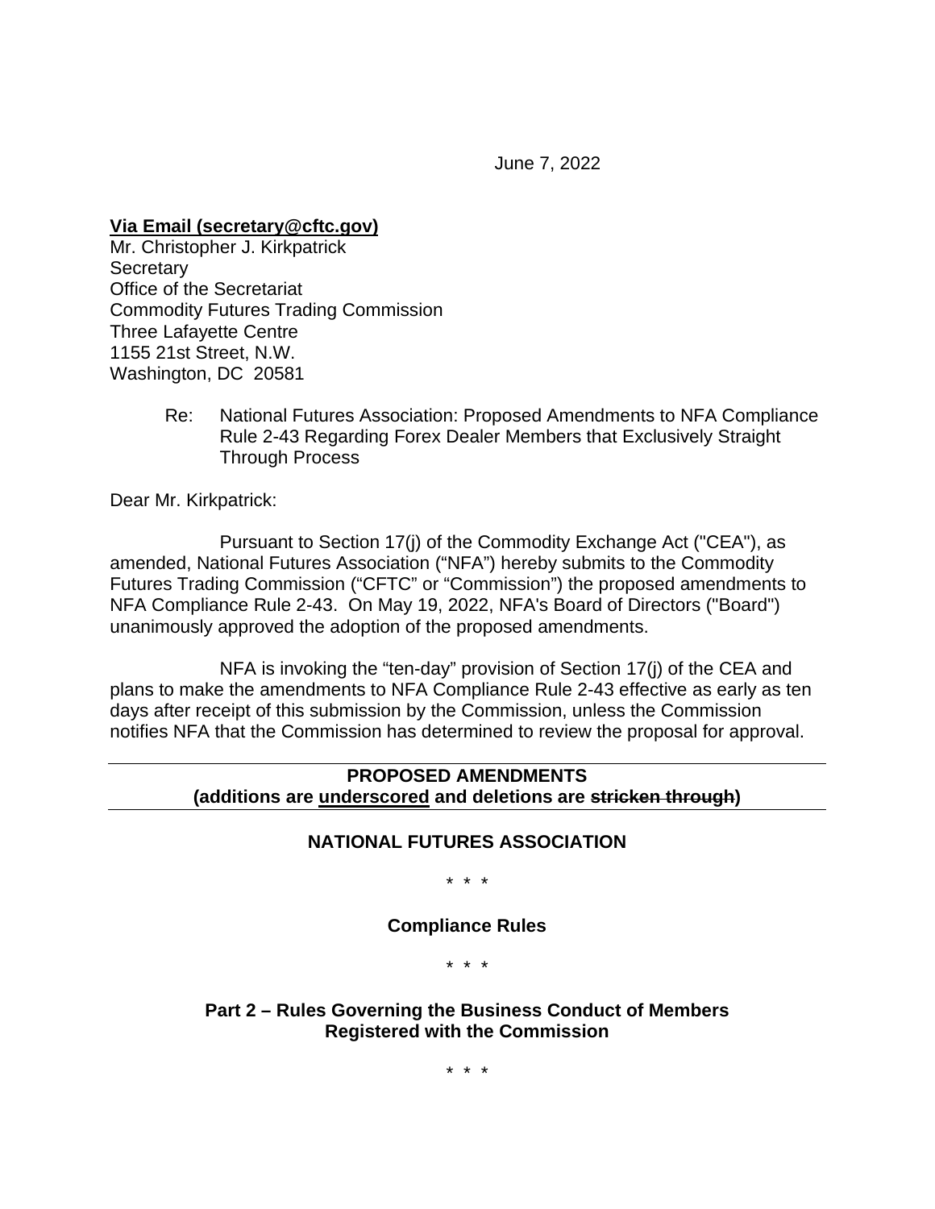June 7, 2022

**Via Email (secretary@cftc.gov)**
Mr. Christopher J. Kirkpatrick
Secretary
Office of the Secretariat
Commodity Futures Trading Commission
Three Lafayette Centre
1155 21st Street, N.W.
Washington, DC 20581

Re: National Futures Association: Proposed Amendments to NFA Compliance Rule 2-43 Regarding Forex Dealer Members that Exclusively Straight Through Process

Dear Mr. Kirkpatrick:

Pursuant to Section 17(j) of the Commodity Exchange Act ("CEA"), as amended, National Futures Association ("NFA") hereby submits to the Commodity Futures Trading Commission ("CFTC" or "Commission") the proposed amendments to NFA Compliance Rule 2-43. On May 19, 2022, NFA's Board of Directors ("Board") unanimously approved the adoption of the proposed amendments.

NFA is invoking the "ten-day" provision of Section 17(j) of the CEA and plans to make the amendments to NFA Compliance Rule 2-43 effective as early as ten days after receipt of this submission by the Commission, unless the Commission notifies NFA that the Commission has determined to review the proposal for approval.

---

**PROPOSED AMENDMENTS**
**(additions are <u>underscored</u> and deletions are ~~stricken through~~)**

---

**NATIONAL FUTURES ASSOCIATION**

\* \* \*

**Compliance Rules**

\* \* \*

**Part 2 – Rules Governing the Business Conduct of Members Registered with the Commission**

\* \* \*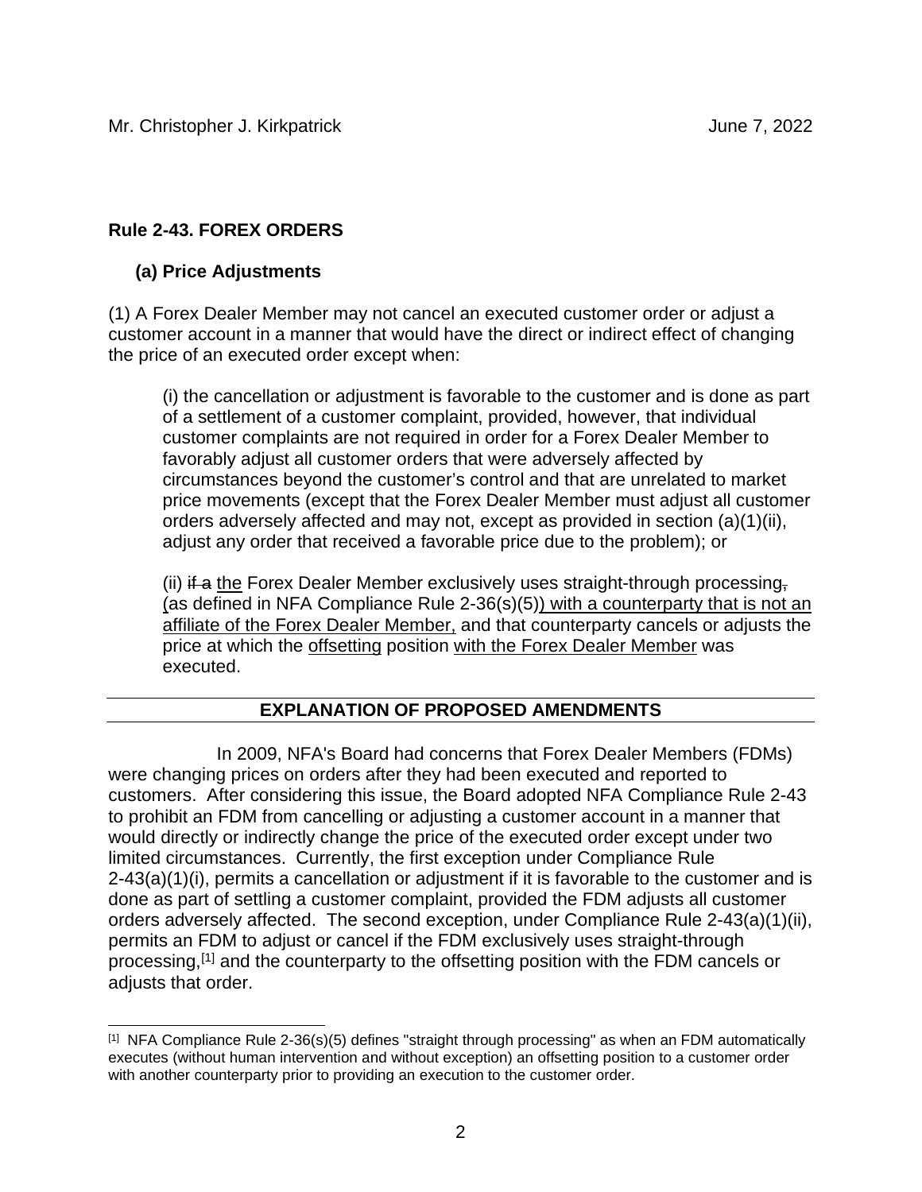## Rule 2-43. FOREX ORDERS

### (a) Price Adjustments

(1) A Forex Dealer Member may not cancel an executed customer order or adjust a customer account in a manner that would have the direct or indirect effect of changing the price of an executed order except when:

(i) the cancellation or adjustment is favorable to the customer and is done as part of a settlement of a customer complaint, provided, however, that individual customer complaints are not required in order for a Forex Dealer Member to favorably adjust all customer orders that were adversely affected by circumstances beyond the customer's control and that are unrelated to market price movements (except that the Forex Dealer Member must adjust all customer orders adversely affected and may not, except as provided in section (a)(1)(ii), adjust any order that received a favorable price due to the problem); or

(ii) ~~if a~~ <u>the</u> Forex Dealer Member exclusively uses straight-through processing~~,~~ <u>(</u>as defined in NFA Compliance Rule 2-36(s)(5)<u>) with a counterparty that is not an affiliate of the Forex Dealer Member,</u> and that counterparty cancels or adjusts the price at which the <u>offsetting</u> position <u>with the Forex Dealer Member</u> was executed.

## EXPLANATION OF PROPOSED AMENDMENTS

In 2009, NFA's Board had concerns that Forex Dealer Members (FDMs) were changing prices on orders after they had been executed and reported to customers. After considering this issue, the Board adopted NFA Compliance Rule 2-43 to prohibit an FDM from cancelling or adjusting a customer account in a manner that would directly or indirectly change the price of the executed order except under two limited circumstances. Currently, the first exception under Compliance Rule 2-43(a)(1)(i), permits a cancellation or adjustment if it is favorable to the customer and is done as part of settling a customer complaint, provided the FDM adjusts all customer orders adversely affected. The second exception, under Compliance Rule 2-43(a)(1)(ii), permits an FDM to adjust or cancel if the FDM exclusively uses straight-through processing,[1] and the counterparty to the offsetting position with the FDM cancels or adjusts that order.

[1] NFA Compliance Rule 2-36(s)(5) defines "straight through processing" as when an FDM automatically executes (without human intervention and without exception) an offsetting position to a customer order with another counterparty prior to providing an execution to the customer order.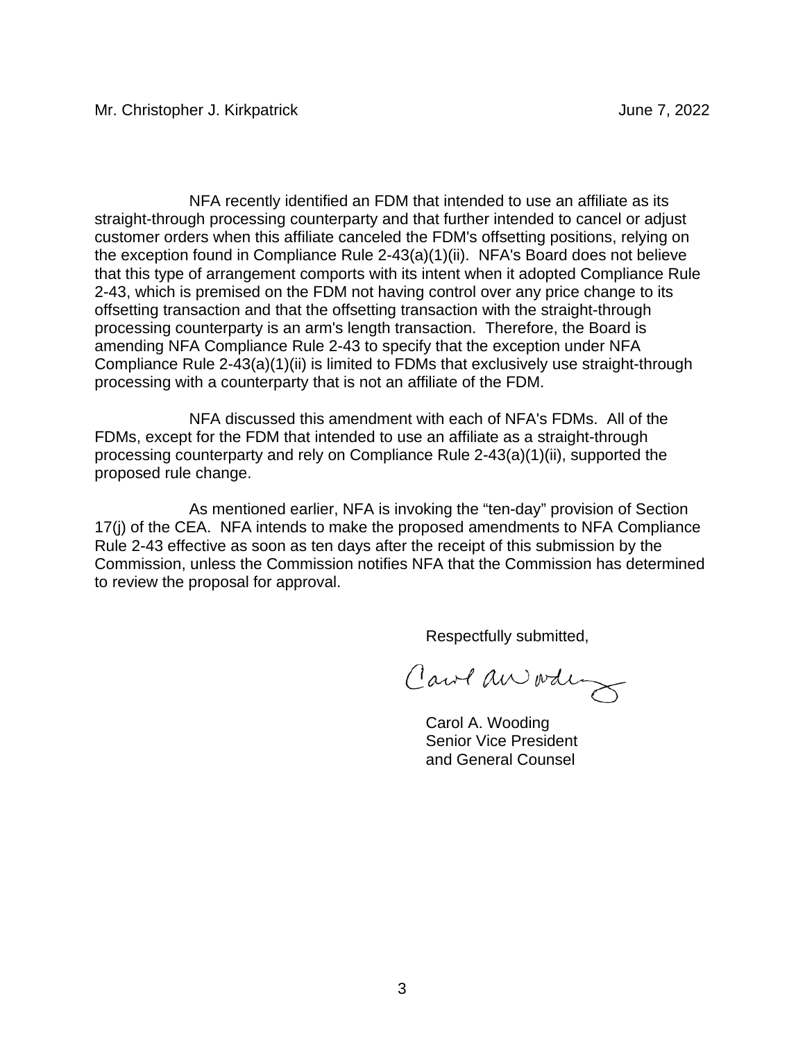Mr. Christopher J. Kirkpatrick June 7, 2022

NFA recently identified an FDM that intended to use an affiliate as its straight-through processing counterparty and that further intended to cancel or adjust customer orders when this affiliate canceled the FDM's offsetting positions, relying on the exception found in Compliance Rule 2-43(a)(1)(ii). NFA's Board does not believe that this type of arrangement comports with its intent when it adopted Compliance Rule 2-43, which is premised on the FDM not having control over any price change to its offsetting transaction and that the offsetting transaction with the straight-through processing counterparty is an arm's length transaction. Therefore, the Board is amending NFA Compliance Rule 2-43 to specify that the exception under NFA Compliance Rule 2-43(a)(1)(ii) is limited to FDMs that exclusively use straight-through processing with a counterparty that is not an affiliate of the FDM.

NFA discussed this amendment with each of NFA's FDMs. All of the FDMs, except for the FDM that intended to use an affiliate as a straight-through processing counterparty and rely on Compliance Rule 2-43(a)(1)(ii), supported the proposed rule change.

As mentioned earlier, NFA is invoking the "ten-day" provision of Section 17(j) of the CEA. NFA intends to make the proposed amendments to NFA Compliance Rule 2-43 effective as soon as ten days after the receipt of this submission by the Commission, unless the Commission notifies NFA that the Commission has determined to review the proposal for approval.

Respectfully submitted,

Carol A. Wooding
Senior Vice President
and General Counsel